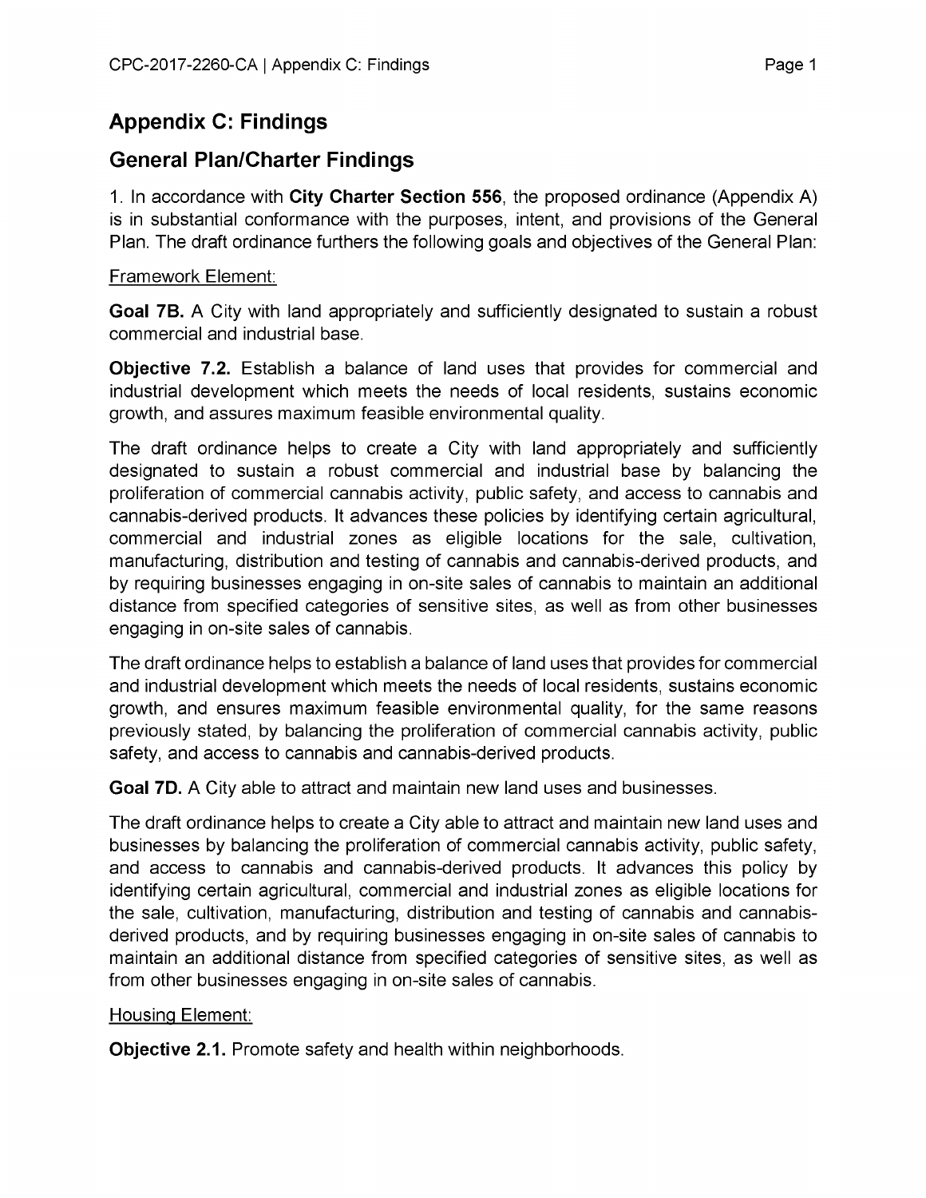# Appendix C: Findings

## General Plan/Charter Findings

1. In accordance with **City Charter Section 556**, the proposed ordinance (Appendix A) is in substantial conformance with the purposes, intent, and provisions of the General Plan. The draft ordinance furthers the following goals and objectives of the General Plan:

<u>Framework Element:</u>

**Goal 7B.** A City with land appropriately and sufficiently designated to sustain a robust commercial and industrial base.

**Objective 7.2.** Establish a balance of land uses that provides for commercial and industrial development which meets the needs of local residents, sustains economic growth, and assures maximum feasible environmental quality.

The draft ordinance helps to create a City with land appropriately and sufficiently designated to sustain a robust commercial and industrial base by balancing the proliferation of commercial cannabis activity, public safety, and access to cannabis and cannabis-derived products. It advances these policies by identifying certain agricultural, commercial and industrial zones as eligible locations for the sale, cultivation, manufacturing, distribution and testing of cannabis and cannabis-derived products, and by requiring businesses engaging in on-site sales of cannabis to maintain an additional distance from specified categories of sensitive sites, as well as from other businesses engaging in on-site sales of cannabis.

The draft ordinance helps to establish a balance of land uses that provides for commercial and industrial development which meets the needs of local residents, sustains economic growth, and ensures maximum feasible environmental quality, for the same reasons previously stated, by balancing the proliferation of commercial cannabis activity, public safety, and access to cannabis and cannabis-derived products.

**Goal 7D.** A City able to attract and maintain new land uses and businesses.

The draft ordinance helps to create a City able to attract and maintain new land uses and businesses by balancing the proliferation of commercial cannabis activity, public safety, and access to cannabis and cannabis-derived products. It advances this policy by identifying certain agricultural, commercial and industrial zones as eligible locations for the sale, cultivation, manufacturing, distribution and testing of cannabis and cannabis-derived products, and by requiring businesses engaging in on-site sales of cannabis to maintain an additional distance from specified categories of sensitive sites, as well as from other businesses engaging in on-site sales of cannabis.

<u>Housing Element:</u>

**Objective 2.1.** Promote safety and health within neighborhoods.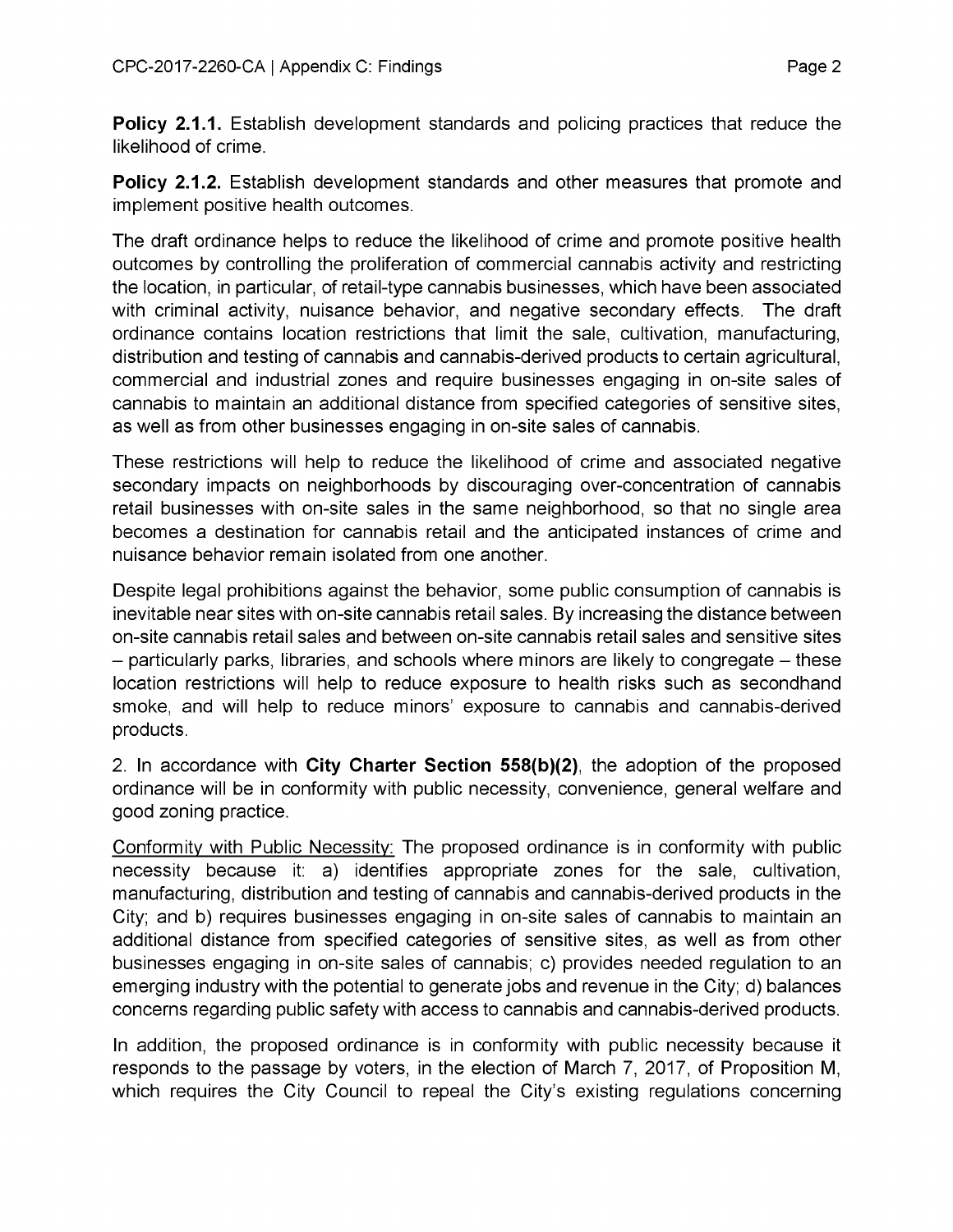**Policy 2.1.1.** Establish development standards and policing practices that reduce the likelihood of crime.

**Policy 2.1.2.** Establish development standards and other measures that promote and implement positive health outcomes.

The draft ordinance helps to reduce the likelihood of crime and promote positive health outcomes by controlling the proliferation of commercial cannabis activity and restricting the location, in particular, of retail-type cannabis businesses, which have been associated with criminal activity, nuisance behavior, and negative secondary effects. The draft ordinance contains location restrictions that limit the sale, cultivation, manufacturing, distribution and testing of cannabis and cannabis-derived products to certain agricultural, commercial and industrial zones and require businesses engaging in on-site sales of cannabis to maintain an additional distance from specified categories of sensitive sites, as well as from other businesses engaging in on-site sales of cannabis.

These restrictions will help to reduce the likelihood of crime and associated negative secondary impacts on neighborhoods by discouraging over-concentration of cannabis retail businesses with on-site sales in the same neighborhood, so that no single area becomes a destination for cannabis retail and the anticipated instances of crime and nuisance behavior remain isolated from one another.

Despite legal prohibitions against the behavior, some public consumption of cannabis is inevitable near sites with on-site cannabis retail sales. By increasing the distance between on-site cannabis retail sales and between on-site cannabis retail sales and sensitive sites – particularly parks, libraries, and schools where minors are likely to congregate – these location restrictions will help to reduce exposure to health risks such as secondhand smoke, and will help to reduce minors' exposure to cannabis and cannabis-derived products.

2. In accordance with **City Charter Section 558(b)(2)**, the adoption of the proposed ordinance will be in conformity with public necessity, convenience, general welfare and good zoning practice.

Conformity with Public Necessity: The proposed ordinance is in conformity with public necessity because it: a) identifies appropriate zones for the sale, cultivation, manufacturing, distribution and testing of cannabis and cannabis-derived products in the City; and b) requires businesses engaging in on-site sales of cannabis to maintain an additional distance from specified categories of sensitive sites, as well as from other businesses engaging in on-site sales of cannabis; c) provides needed regulation to an emerging industry with the potential to generate jobs and revenue in the City; d) balances concerns regarding public safety with access to cannabis and cannabis-derived products.

In addition, the proposed ordinance is in conformity with public necessity because it responds to the passage by voters, in the election of March 7, 2017, of Proposition M, which requires the City Council to repeal the City's existing regulations concerning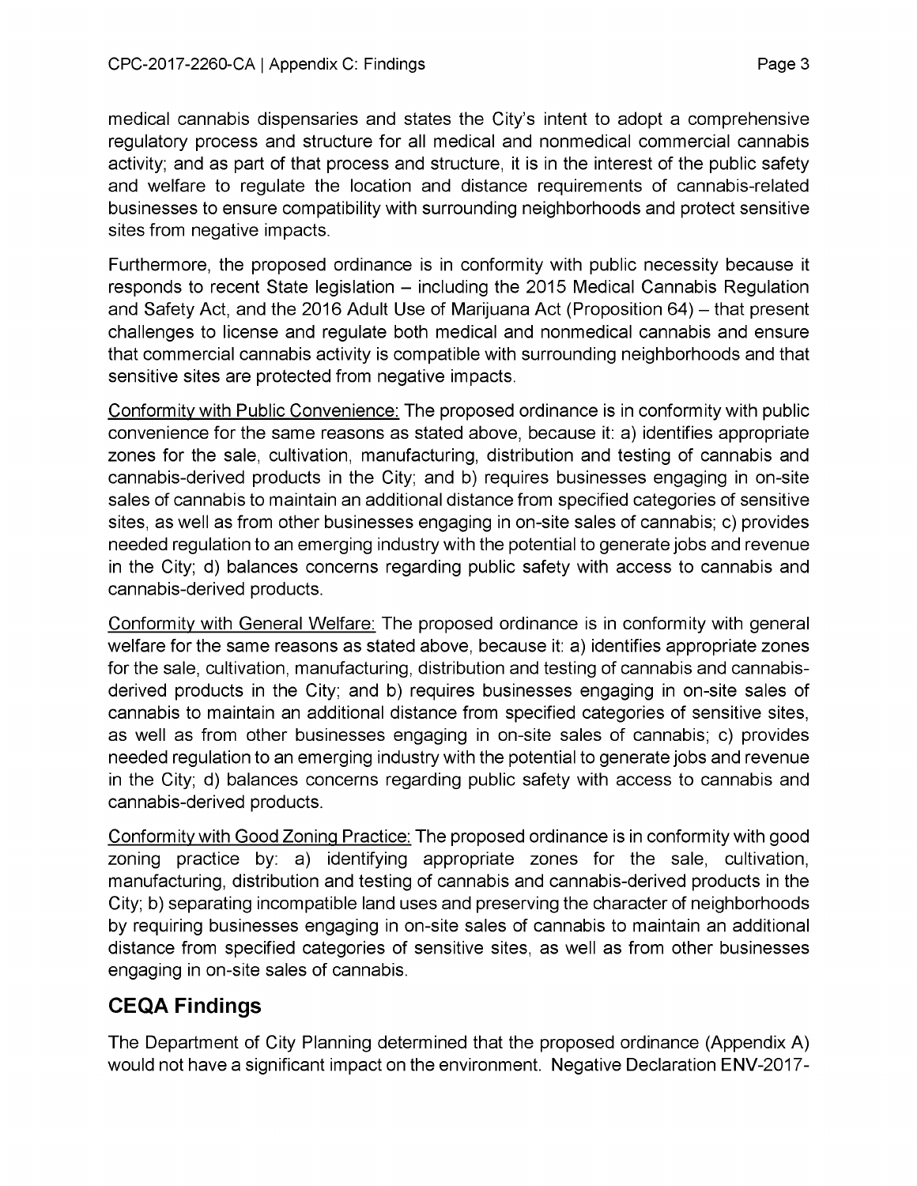medical cannabis dispensaries and states the City's intent to adopt a comprehensive regulatory process and structure for all medical and nonmedical commercial cannabis activity; and as part of that process and structure, it is in the interest of the public safety and welfare to regulate the location and distance requirements of cannabis-related businesses to ensure compatibility with surrounding neighborhoods and protect sensitive sites from negative impacts.

Furthermore, the proposed ordinance is in conformity with public necessity because it responds to recent State legislation – including the 2015 Medical Cannabis Regulation and Safety Act, and the 2016 Adult Use of Marijuana Act (Proposition 64) – that present challenges to license and regulate both medical and nonmedical cannabis and ensure that commercial cannabis activity is compatible with surrounding neighborhoods and that sensitive sites are protected from negative impacts.

<u>Conformity with Public Convenience:</u> The proposed ordinance is in conformity with public convenience for the same reasons as stated above, because it: a) identifies appropriate zones for the sale, cultivation, manufacturing, distribution and testing of cannabis and cannabis-derived products in the City; and b) requires businesses engaging in on-site sales of cannabis to maintain an additional distance from specified categories of sensitive sites, as well as from other businesses engaging in on-site sales of cannabis; c) provides needed regulation to an emerging industry with the potential to generate jobs and revenue in the City; d) balances concerns regarding public safety with access to cannabis and cannabis-derived products.

<u>Conformity with General Welfare:</u> The proposed ordinance is in conformity with general welfare for the same reasons as stated above, because it: a) identifies appropriate zones for the sale, cultivation, manufacturing, distribution and testing of cannabis and cannabis-derived products in the City; and b) requires businesses engaging in on-site sales of cannabis to maintain an additional distance from specified categories of sensitive sites, as well as from other businesses engaging in on-site sales of cannabis; c) provides needed regulation to an emerging industry with the potential to generate jobs and revenue in the City; d) balances concerns regarding public safety with access to cannabis and cannabis-derived products.

<u>Conformity with Good Zoning Practice:</u> The proposed ordinance is in conformity with good zoning practice by: a) identifying appropriate zones for the sale, cultivation, manufacturing, distribution and testing of cannabis and cannabis-derived products in the City; b) separating incompatible land uses and preserving the character of neighborhoods by requiring businesses engaging in on-site sales of cannabis to maintain an additional distance from specified categories of sensitive sites, as well as from other businesses engaging in on-site sales of cannabis.

## CEQA Findings

The Department of City Planning determined that the proposed ordinance (Appendix A) would not have a significant impact on the environment. Negative Declaration ENV-2017-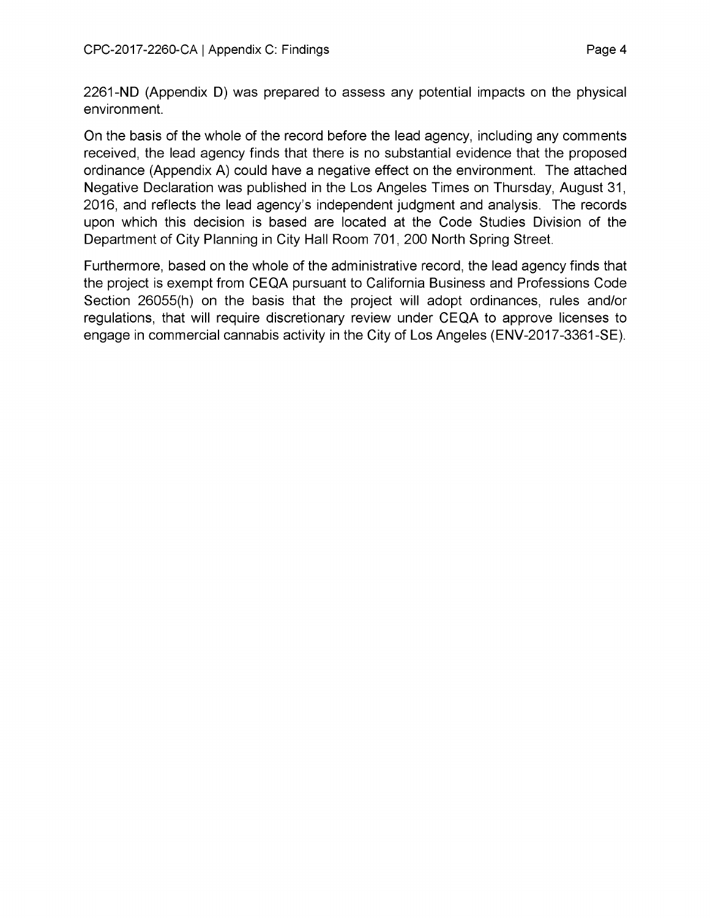2261-ND (Appendix D) was prepared to assess any potential impacts on the physical environment.

On the basis of the whole of the record before the lead agency, including any comments received, the lead agency finds that there is no substantial evidence that the proposed ordinance (Appendix A) could have a negative effect on the environment. The attached Negative Declaration was published in the Los Angeles Times on Thursday, August 31, 2016, and reflects the lead agency's independent judgment and analysis. The records upon which this decision is based are located at the Code Studies Division of the Department of City Planning in City Hall Room 701, 200 North Spring Street.

Furthermore, based on the whole of the administrative record, the lead agency finds that the project is exempt from CEQA pursuant to California Business and Professions Code Section 26055(h) on the basis that the project will adopt ordinances, rules and/or regulations, that will require discretionary review under CEQA to approve licenses to engage in commercial cannabis activity in the City of Los Angeles (ENV-2017-3361-SE).